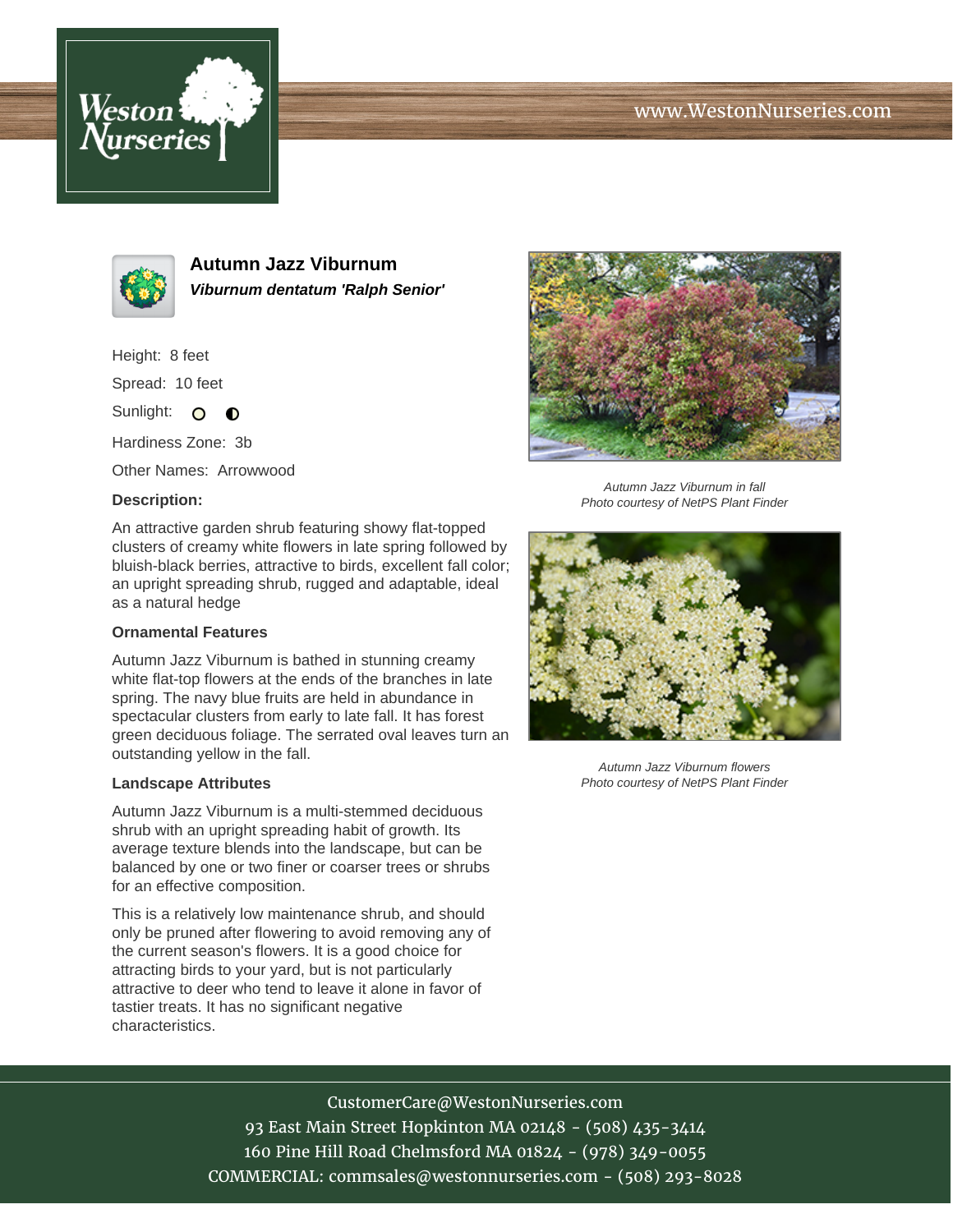# Autumn Jazz Viburnum

***Viburnum dentatum 'Ralph Senior'***

Height: 8 feet

Spread: 10 feet

Sunlight: ○ ◐

Hardiness Zone: 3b

Other Names: Arrowwood

**Description:**

An attractive garden shrub featuring showy flat-topped clusters of creamy white flowers in late spring followed by bluish-black berries, attractive to birds, excellent fall color; an upright spreading shrub, rugged and adaptable, ideal as a natural hedge

**Ornamental Features**

Autumn Jazz Viburnum is bathed in stunning creamy white flat-top flowers at the ends of the branches in late spring. The navy blue fruits are held in abundance in spectacular clusters from early to late fall. It has forest green deciduous foliage. The serrated oval leaves turn an outstanding yellow in the fall.

**Landscape Attributes**

Autumn Jazz Viburnum is a multi-stemmed deciduous shrub with an upright spreading habit of growth. Its average texture blends into the landscape, but can be balanced by one or two finer or coarser trees or shrubs for an effective composition.

This is a relatively low maintenance shrub, and should only be pruned after flowering to avoid removing any of the current season's flowers. It is a good choice for attracting birds to your yard, but is not particularly attractive to deer who tend to leave it alone in favor of tastier treats. It has no significant negative characteristics.

*Autumn Jazz Viburnum in fall*
*Photo courtesy of NetPS Plant Finder*

*Autumn Jazz Viburnum flowers*
*Photo courtesy of NetPS Plant Finder*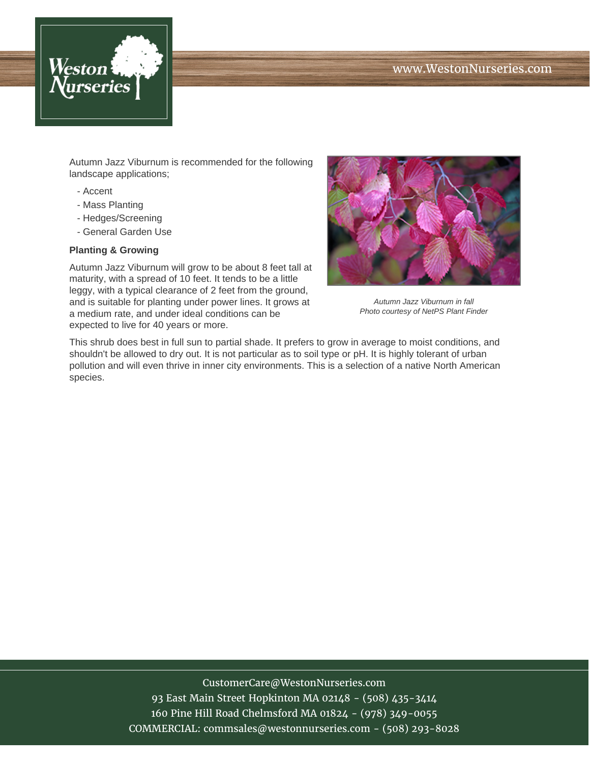Autumn Jazz Viburnum is recommended for the following landscape applications;

- Accent
- Mass Planting
- Hedges/Screening
- General Garden Use

**Planting & Growing**

Autumn Jazz Viburnum will grow to be about 8 feet tall at maturity, with a spread of 10 feet. It tends to be a little leggy, with a typical clearance of 2 feet from the ground, and is suitable for planting under power lines. It grows at a medium rate, and under ideal conditions can be expected to live for 40 years or more.

*Autumn Jazz Viburnum in fall*
*Photo courtesy of NetPS Plant Finder*

This shrub does best in full sun to partial shade. It prefers to grow in average to moist conditions, and shouldn't be allowed to dry out. It is not particular as to soil type or pH. It is highly tolerant of urban pollution and will even thrive in inner city environments. This is a selection of a native North American species.